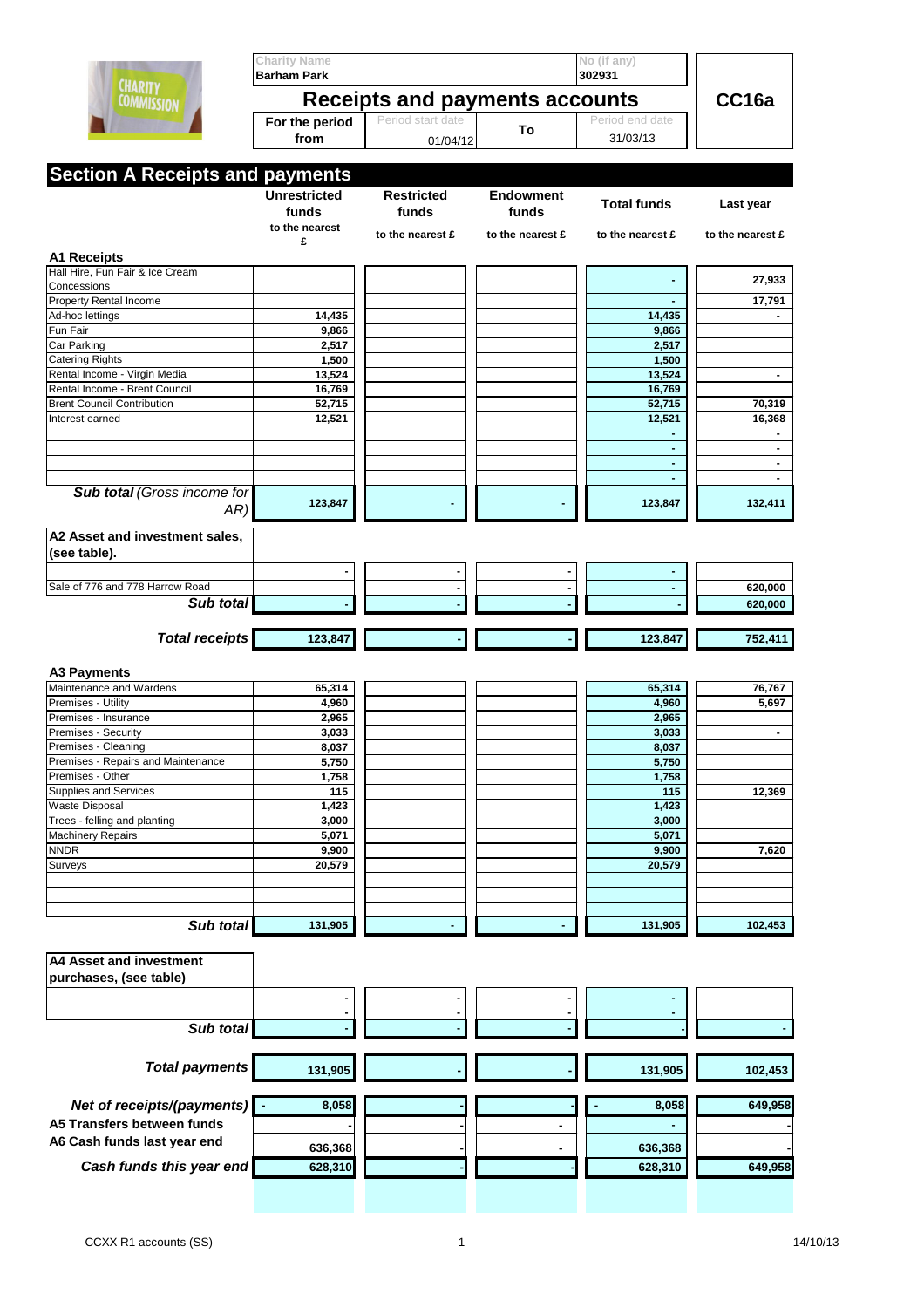| Charity Name | No (if any) | |
|---|---|---|
| Barham Park | 302931 | |

# Receipts and payments accounts

**CC16a**

| For the period from | Period start date | To | Period end date |
|---|---|---|---|
| | 01/04/12 | | 31/03/13 |

## Section A Receipts and payments

| | Unrestricted funds to the nearest £ | Restricted funds to the nearest £ | Endowment funds to the nearest £ | Total funds to the nearest £ | Last year to the nearest £ |
|---|---|---|---|---|---|
| **A1 Receipts** | | | | | |
| Hall Hire, Fun Fair & Ice Cream Concessions | | | | - | 27,933 |
| Property Rental Income | | | | - | 17,791 |
| Ad-hoc lettings | 14,435 | | | 14,435 | - |
| Fun Fair | 9,866 | | | 9,866 | |
| Car Parking | 2,517 | | | 2,517 | |
| Catering Rights | 1,500 | | | 1,500 | |
| Rental Income - Virgin Media | 13,524 | | | 13,524 | - |
| Rental Income - Brent Council | 16,769 | | | 16,769 | |
| Brent Council Contribution | 52,715 | | | 52,715 | 70,319 |
| Interest earned | 12,521 | | | 12,521 | 16,368 |
| | | | | - | - |
| | | | | - | - |
| | | | | - | - |
| | | | | - | - |
| ***Sub total** (Gross income for AR)* | 123,847 | - | - | 123,847 | 132,411 |
| **A2 Asset and investment sales, (see table).** | | | | | |
| | - | - | - | - | |
| Sale of 776 and 778 Harrow Road | | - | - | - | 620,000 |
| ***Sub total*** | - | - | - | - | 620,000 |
| ***Total receipts*** | 123,847 | - | - | 123,847 | 752,411 |
| **A3 Payments** | | | | | |
| Maintenance and Wardens | 65,314 | | | 65,314 | 76,767 |
| Premises - Utility | 4,960 | | | 4,960 | 5,697 |
| Premises - Insurance | 2,965 | | | 2,965 | |
| Premises - Security | 3,033 | | | 3,033 | - |
| Premises - Cleaning | 8,037 | | | 8,037 | |
| Premises - Repairs and Maintenance | 5,750 | | | 5,750 | |
| Premises - Other | 1,758 | | | 1,758 | |
| Supplies and Services | 115 | | | 115 | 12,369 |
| Waste Disposal | 1,423 | | | 1,423 | |
| Trees - felling and planting | 3,000 | | | 3,000 | |
| Machinery Repairs | 5,071 | | | 5,071 | |
| NNDR | 9,900 | | | 9,900 | 7,620 |
| Surveys | 20,579 | | | 20,579 | |
| | | | | | |
| | | | | | |
| | | | | | |
| ***Sub total*** | 131,905 | - | - | 131,905 | 102,453 |
| **A4 Asset and investment purchases, (see table)** | | | | | |
| | - | - | - | - | |
| | - | - | - | - | |
| ***Sub total*** | - | - | - | - | - |
| ***Total payments*** | 131,905 | - | - | 131,905 | 102,453 |
| ***Net of receipts/(payments)*** | - 8,058 | - | - | - 8,058 | 649,958 |
| **A5 Transfers between funds** | - | - | - | - | - |
| **A6 Cash funds last year end** | 636,368 | - | - | 636,368 | - |
| ***Cash funds this year end*** | 628,310 | - | - | 628,310 | 649,958 |

CCXX R1 accounts (SS) 14/10/13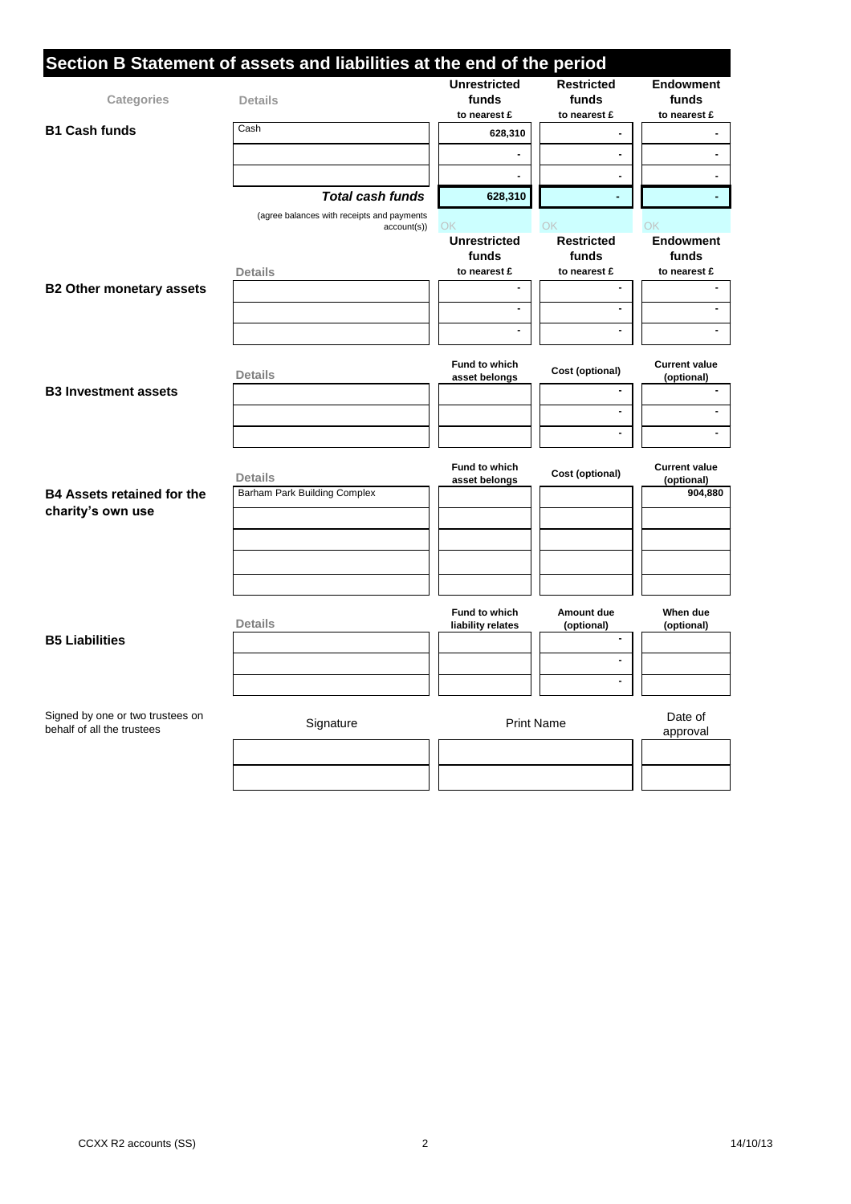## Section B Statement of assets and liabilities at the end of the period

| Categories | Details | Unrestricted funds to nearest £ | Restricted funds to nearest £ | Endowment funds to nearest £ |
|---|---|---|---|---|
| **B1 Cash funds** | Cash | 628,310 | - | - |
| | | - | - | - |
| | | - | - | - |
| | ***Total cash funds*** | 628,310 | - | - |
| | (agree balances with receipts and payments account(s)) | OK | OK | OK |

| Categories | Details | Unrestricted funds to nearest £ | Restricted funds to nearest £ | Endowment funds to nearest £ |
|---|---|---|---|---|
| **B2 Other monetary assets** | | - | - | - |
| | | - | - | - |
| | | - | - | - |

| Categories | Details | Fund to which asset belongs | Cost (optional) | Current value (optional) |
|---|---|---|---|---|
| **B3 Investment assets** | | | - | - |
| | | | - | - |
| | | | - | - |

| Categories | Details | Fund to which asset belongs | Cost (optional) | Current value (optional) |
|---|---|---|---|---|
| **B4 Assets retained for the charity's own use** | Barham Park Building Complex | | | 904,880 |
| | | | | |
| | | | | |
| | | | | |
| | | | | |

| Categories | Details | Fund to which liability relates | Amount due (optional) | When due (optional) |
|---|---|---|---|---|
| **B5 Liabilities** | | | - | |
| | | | - | |
| | | | - | |

| Signed by one or two trustees on behalf of all the trustees | Signature | Print Name | Date of approval |
|---|---|---|---|
| | | | |
| | | | |